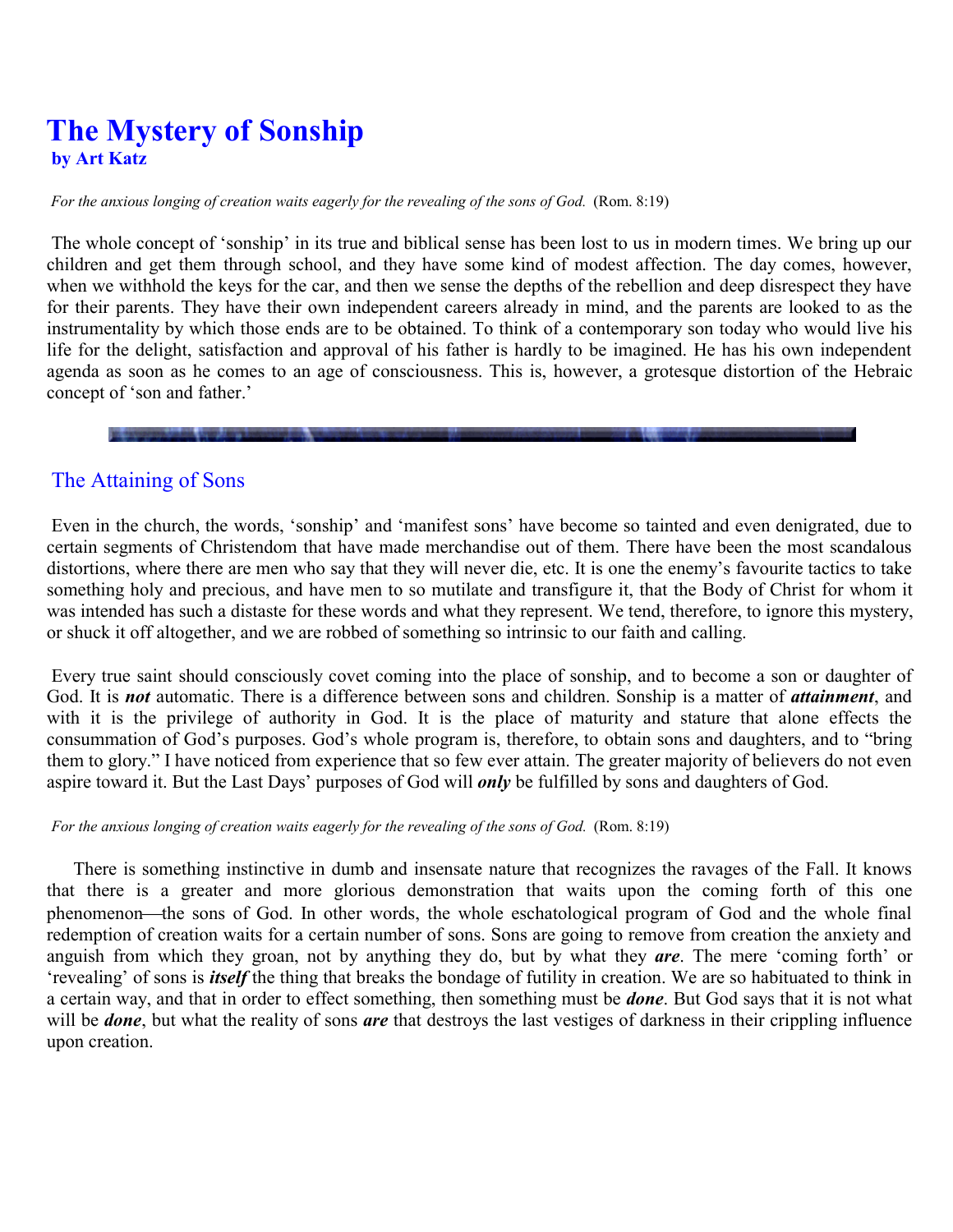# The Mystery of Sonship
**by Art Katz**

*For the anxious longing of creation waits eagerly for the revealing of the sons of God.* (Rom. 8:19)

The whole concept of 'sonship' in its true and biblical sense has been lost to us in modern times. We bring up our children and get them through school, and they have some kind of modest affection. The day comes, however, when we withhold the keys for the car, and then we sense the depths of the rebellion and deep disrespect they have for their parents. They have their own independent careers already in mind, and the parents are looked to as the instrumentality by which those ends are to be obtained. To think of a contemporary son today who would live his life for the delight, satisfaction and approval of his father is hardly to be imagined. He has his own independent agenda as soon as he comes to an age of consciousness. This is, however, a grotesque distortion of the Hebraic concept of 'son and father.'

## The Attaining of Sons

Even in the church, the words, 'sonship' and 'manifest sons' have become so tainted and even denigrated, due to certain segments of Christendom that have made merchandise out of them. There have been the most scandalous distortions, where there are men who say that they will never die, etc. It is one the enemy's favourite tactics to take something holy and precious, and have men to so mutilate and transfigure it, that the Body of Christ for whom it was intended has such a distaste for these words and what they represent. We tend, therefore, to ignore this mystery, or shuck it off altogether, and we are robbed of something so intrinsic to our faith and calling.

Every true saint should consciously covet coming into the place of sonship, and to become a son or daughter of God. It is ***not*** automatic. There is a difference between sons and children. Sonship is a matter of ***attainment***, and with it is the privilege of authority in God. It is the place of maturity and stature that alone effects the consummation of God's purposes. God's whole program is, therefore, to obtain sons and daughters, and to "bring them to glory." I have noticed from experience that so few ever attain. The greater majority of believers do not even aspire toward it. But the Last Days' purposes of God will ***only*** be fulfilled by sons and daughters of God.

*For the anxious longing of creation waits eagerly for the revealing of the sons of God.* (Rom. 8:19)

There is something instinctive in dumb and insensate nature that recognizes the ravages of the Fall. It knows that there is a greater and more glorious demonstration that waits upon the coming forth of this one phenomenon—the sons of God. In other words, the whole eschatological program of God and the whole final redemption of creation waits for a certain number of sons. Sons are going to remove from creation the anxiety and anguish from which they groan, not by anything they do, but by what they ***are***. The mere 'coming forth' or 'revealing' of sons is ***itself*** the thing that breaks the bondage of futility in creation. We are so habituated to think in a certain way, and that in order to effect something, then something must be ***done***. But God says that it is not what will be ***done***, but what the reality of sons ***are*** that destroys the last vestiges of darkness in their crippling influence upon creation.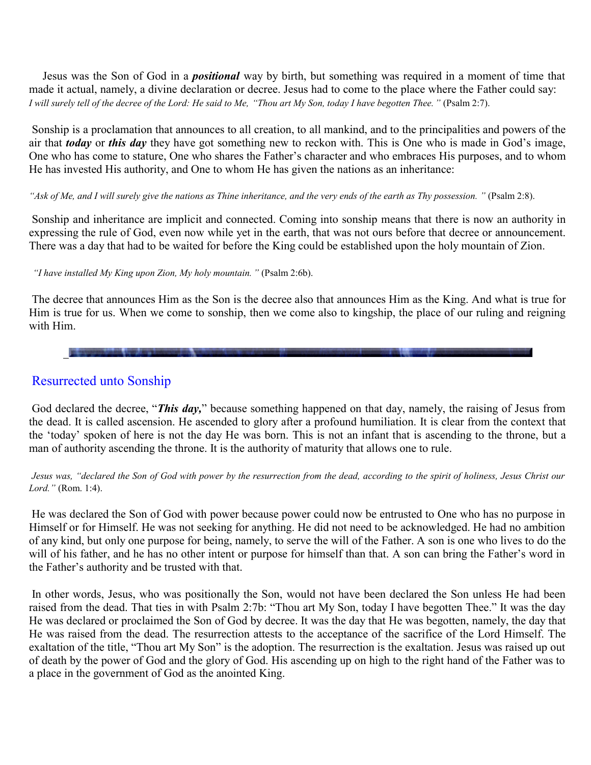Jesus was the Son of God in a ***positional*** way by birth, but something was required in a moment of time that made it actual, namely, a divine declaration or decree. Jesus had to come to the place where the Father could say: *I will surely tell of the decree of the Lord: He said to Me, "Thou art My Son, today I have begotten Thee."* (Psalm 2:7).

Sonship is a proclamation that announces to all creation, to all mankind, and to the principalities and powers of the air that ***today*** or ***this day*** they have got something new to reckon with. This is One who is made in God's image, One who has come to stature, One who shares the Father's character and who embraces His purposes, and to whom He has invested His authority, and One to whom He has given the nations as an inheritance:

*"Ask of Me, and I will surely give the nations as Thine inheritance, and the very ends of the earth as Thy possession. "* (Psalm 2:8).

Sonship and inheritance are implicit and connected. Coming into sonship means that there is now an authority in expressing the rule of God, even now while yet in the earth, that was not ours before that decree or announcement. There was a day that had to be waited for before the King could be established upon the holy mountain of Zion.

*"I have installed My King upon Zion, My holy mountain. "* (Psalm 2:6b).

The decree that announces Him as the Son is the decree also that announces Him as the King. And what is true for Him is true for us. When we come to sonship, then we come also to kingship, the place of our ruling and reigning with Him.

## Resurrected unto Sonship

God declared the decree, "***This day,***" because something happened on that day, namely, the raising of Jesus from the dead. It is called ascension. He ascended to glory after a profound humiliation. It is clear from the context that the 'today' spoken of here is not the day He was born. This is not an infant that is ascending to the throne, but a man of authority ascending the throne. It is the authority of maturity that allows one to rule.

*Jesus was, "declared the Son of God with power by the resurrection from the dead, according to the spirit of holiness, Jesus Christ our Lord."* (Rom. 1:4).

He was declared the Son of God with power because power could now be entrusted to One who has no purpose in Himself or for Himself. He was not seeking for anything. He did not need to be acknowledged. He had no ambition of any kind, but only one purpose for being, namely, to serve the will of the Father. A son is one who lives to do the will of his father, and he has no other intent or purpose for himself than that. A son can bring the Father's word in the Father's authority and be trusted with that.

In other words, Jesus, who was positionally the Son, would not have been declared the Son unless He had been raised from the dead. That ties in with Psalm 2:7b: "Thou art My Son, today I have begotten Thee." It was the day He was declared or proclaimed the Son of God by decree. It was the day that He was begotten, namely, the day that He was raised from the dead. The resurrection attests to the acceptance of the sacrifice of the Lord Himself. The exaltation of the title, "Thou art My Son" is the adoption. The resurrection is the exaltation. Jesus was raised up out of death by the power of God and the glory of God. His ascending up on high to the right hand of the Father was to a place in the government of God as the anointed King.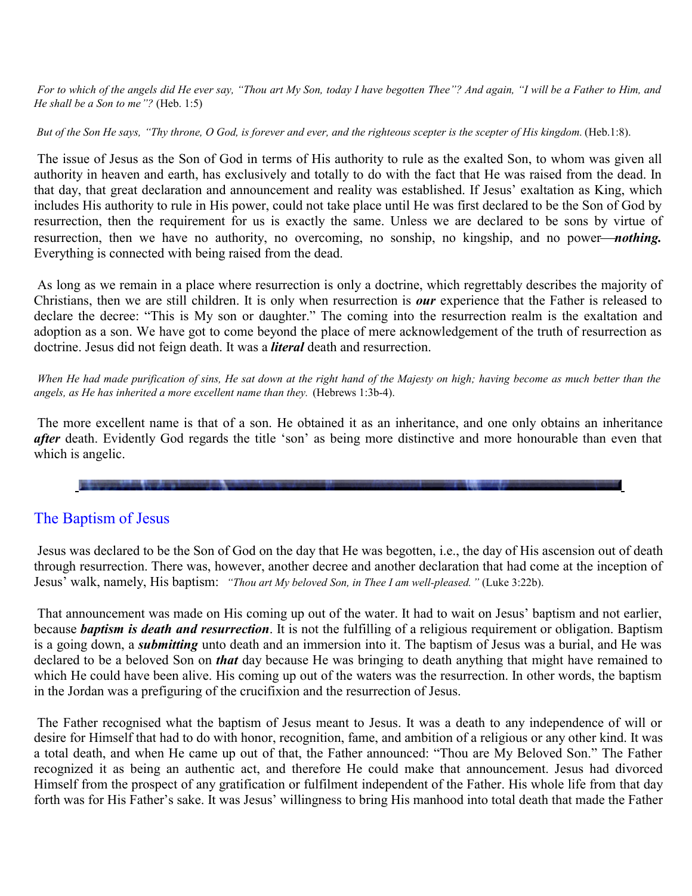*For to which of the angels did He ever say, "Thou art My Son, today I have begotten Thee"? And again, "I will be a Father to Him, and He shall be a Son to me"?* (Heb. 1:5)

*But of the Son He says, "Thy throne, O God, is forever and ever, and the righteous scepter is the scepter of His kingdom.* (Heb.1:8).

The issue of Jesus as the Son of God in terms of His authority to rule as the exalted Son, to whom was given all authority in heaven and earth, has exclusively and totally to do with the fact that He was raised from the dead. In that day, that great declaration and announcement and reality was established. If Jesus' exaltation as King, which includes His authority to rule in His power, could not take place until He was first declared to be the Son of God by resurrection, then the requirement for us is exactly the same. Unless we are declared to be sons by virtue of resurrection, then we have no authority, no overcoming, no sonship, no kingship, and no power—***nothing.*** Everything is connected with being raised from the dead.

As long as we remain in a place where resurrection is only a doctrine, which regrettably describes the majority of Christians, then we are still children. It is only when resurrection is ***our*** experience that the Father is released to declare the decree: "This is My son or daughter." The coming into the resurrection realm is the exaltation and adoption as a son. We have got to come beyond the place of mere acknowledgement of the truth of resurrection as doctrine. Jesus did not feign death. It was a ***literal*** death and resurrection.

*When He had made purification of sins, He sat down at the right hand of the Majesty on high; having become as much better than the angels, as He has inherited a more excellent name than they.* (Hebrews 1:3b-4).

The more excellent name is that of a son. He obtained it as an inheritance, and one only obtains an inheritance ***after*** death. Evidently God regards the title 'son' as being more distinctive and more honourable than even that which is angelic.

## The Baptism of Jesus

Jesus was declared to be the Son of God on the day that He was begotten, i.e., the day of His ascension out of death through resurrection. There was, however, another decree and another declaration that had come at the inception of Jesus' walk, namely, His baptism: *"Thou art My beloved Son, in Thee I am well-pleased."* (Luke 3:22b).

That announcement was made on His coming up out of the water. It had to wait on Jesus' baptism and not earlier, because ***baptism is death and resurrection***. It is not the fulfilling of a religious requirement or obligation. Baptism is a going down, a ***submitting*** unto death and an immersion into it. The baptism of Jesus was a burial, and He was declared to be a beloved Son on ***that*** day because He was bringing to death anything that might have remained to which He could have been alive. His coming up out of the waters was the resurrection. In other words, the baptism in the Jordan was a prefiguring of the crucifixion and the resurrection of Jesus.

The Father recognised what the baptism of Jesus meant to Jesus. It was a death to any independence of will or desire for Himself that had to do with honor, recognition, fame, and ambition of a religious or any other kind. It was a total death, and when He came up out of that, the Father announced: "Thou are My Beloved Son." The Father recognized it as being an authentic act, and therefore He could make that announcement. Jesus had divorced Himself from the prospect of any gratification or fulfilment independent of the Father. His whole life from that day forth was for His Father's sake. It was Jesus' willingness to bring His manhood into total death that made the Father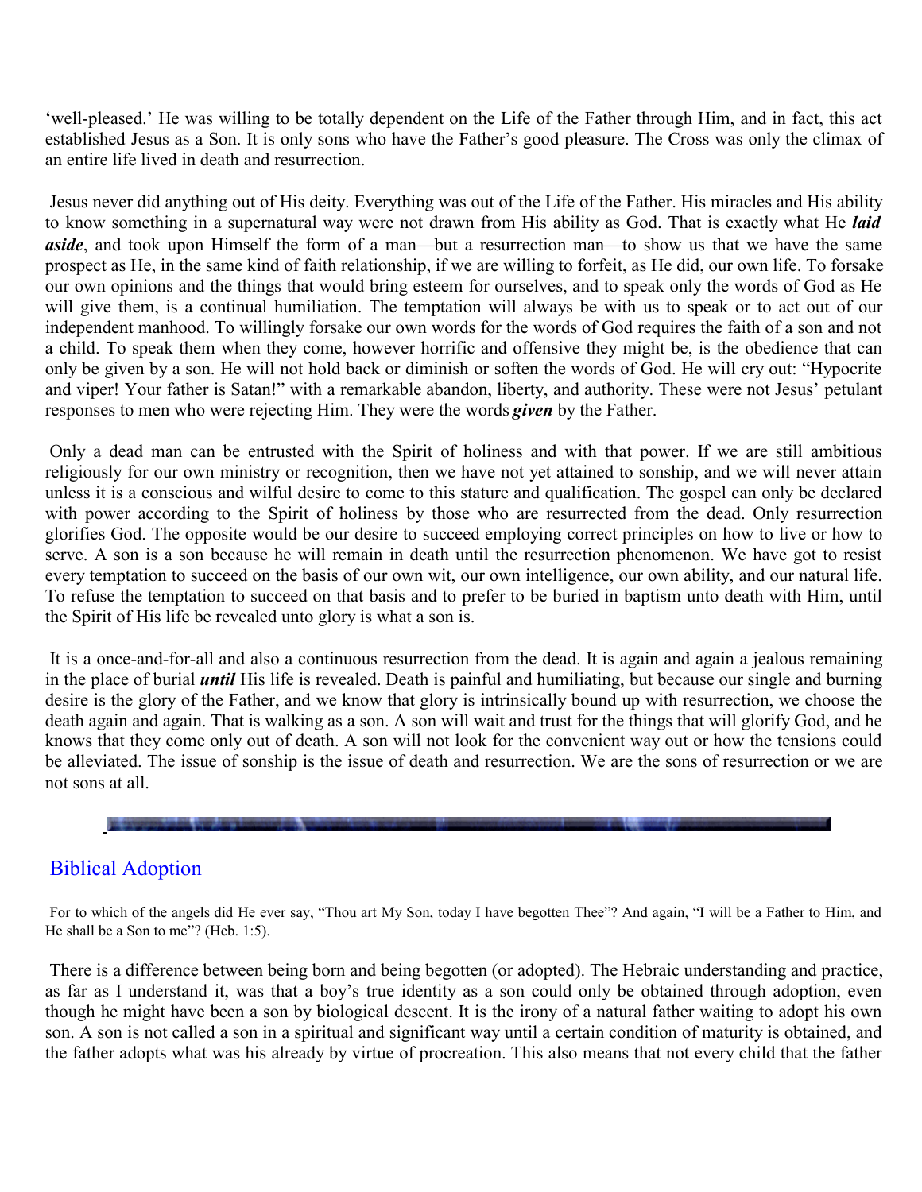'well-pleased.' He was willing to be totally dependent on the Life of the Father through Him, and in fact, this act established Jesus as a Son. It is only sons who have the Father's good pleasure. The Cross was only the climax of an entire life lived in death and resurrection.

Jesus never did anything out of His deity. Everything was out of the Life of the Father. His miracles and His ability to know something in a supernatural way were not drawn from His ability as God. That is exactly what He ***laid aside***, and took upon Himself the form of a man—but a resurrection man—to show us that we have the same prospect as He, in the same kind of faith relationship, if we are willing to forfeit, as He did, our own life. To forsake our own opinions and the things that would bring esteem for ourselves, and to speak only the words of God as He will give them, is a continual humiliation. The temptation will always be with us to speak or to act out of our independent manhood. To willingly forsake our own words for the words of God requires the faith of a son and not a child. To speak them when they come, however horrific and offensive they might be, is the obedience that can only be given by a son. He will not hold back or diminish or soften the words of God. He will cry out: "Hypocrite and viper! Your father is Satan!" with a remarkable abandon, liberty, and authority. These were not Jesus' petulant responses to men who were rejecting Him. They were the words ***given*** by the Father.

Only a dead man can be entrusted with the Spirit of holiness and with that power. If we are still ambitious religiously for our own ministry or recognition, then we have not yet attained to sonship, and we will never attain unless it is a conscious and wilful desire to come to this stature and qualification. The gospel can only be declared with power according to the Spirit of holiness by those who are resurrected from the dead. Only resurrection glorifies God. The opposite would be our desire to succeed employing correct principles on how to live or how to serve. A son is a son because he will remain in death until the resurrection phenomenon. We have got to resist every temptation to succeed on the basis of our own wit, our own intelligence, our own ability, and our natural life. To refuse the temptation to succeed on that basis and to prefer to be buried in baptism unto death with Him, until the Spirit of His life be revealed unto glory is what a son is.

It is a once-and-for-all and also a continuous resurrection from the dead. It is again and again a jealous remaining in the place of burial ***until*** His life is revealed. Death is painful and humiliating, but because our single and burning desire is the glory of the Father, and we know that glory is intrinsically bound up with resurrection, we choose the death again and again. That is walking as a son. A son will wait and trust for the things that will glorify God, and he knows that they come only out of death. A son will not look for the convenient way out or how the tensions could be alleviated. The issue of sonship is the issue of death and resurrection. We are the sons of resurrection or we are not sons at all.

## Biblical Adoption

For to which of the angels did He ever say, "Thou art My Son, today I have begotten Thee"? And again, "I will be a Father to Him, and He shall be a Son to me"? (Heb. 1:5).

There is a difference between being born and being begotten (or adopted). The Hebraic understanding and practice, as far as I understand it, was that a boy's true identity as a son could only be obtained through adoption, even though he might have been a son by biological descent. It is the irony of a natural father waiting to adopt his own son. A son is not called a son in a spiritual and significant way until a certain condition of maturity is obtained, and the father adopts what was his already by virtue of procreation. This also means that not every child that the father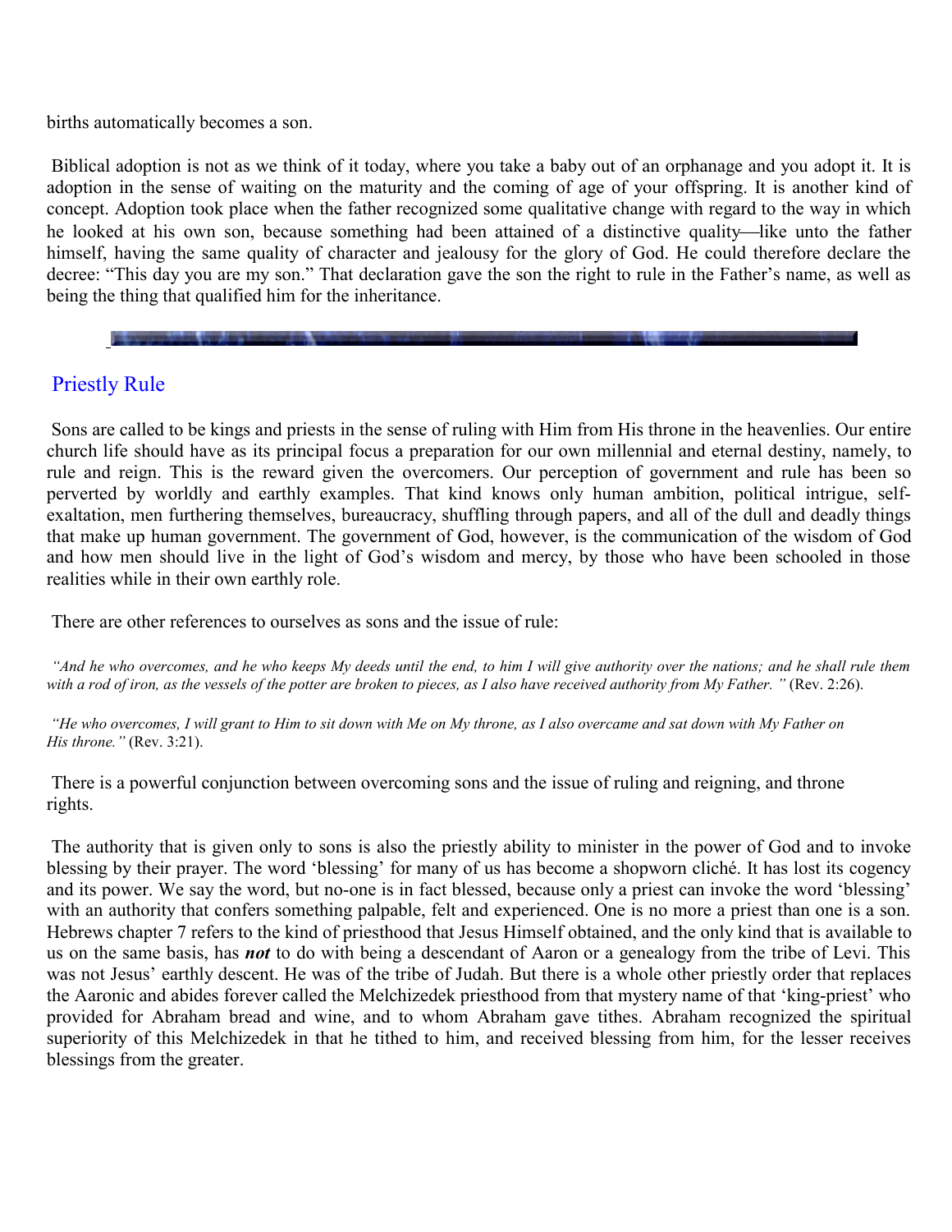births automatically becomes a son.

Biblical adoption is not as we think of it today, where you take a baby out of an orphanage and you adopt it. It is adoption in the sense of waiting on the maturity and the coming of age of your offspring. It is another kind of concept. Adoption took place when the father recognized some qualitative change with regard to the way in which he looked at his own son, because something had been attained of a distinctive quality—like unto the father himself, having the same quality of character and jealousy for the glory of God. He could therefore declare the decree: "This day you are my son." That declaration gave the son the right to rule in the Father's name, as well as being the thing that qualified him for the inheritance.

## Priestly Rule

Sons are called to be kings and priests in the sense of ruling with Him from His throne in the heavenlies. Our entire church life should have as its principal focus a preparation for our own millennial and eternal destiny, namely, to rule and reign. This is the reward given the overcomers. Our perception of government and rule has been so perverted by worldly and earthly examples. That kind knows only human ambition, political intrigue, self-exaltation, men furthering themselves, bureaucracy, shuffling through papers, and all of the dull and deadly things that make up human government. The government of God, however, is the communication of the wisdom of God and how men should live in the light of God's wisdom and mercy, by those who have been schooled in those realities while in their own earthly role.

There are other references to ourselves as sons and the issue of rule:

*"And he who overcomes, and he who keeps My deeds until the end, to him I will give authority over the nations; and he shall rule them with a rod of iron, as the vessels of the potter are broken to pieces, as I also have received authority from My Father."* (Rev. 2:26).

*"He who overcomes, I will grant to Him to sit down with Me on My throne, as I also overcame and sat down with My Father on His throne."* (Rev. 3:21).

There is a powerful conjunction between overcoming sons and the issue of ruling and reigning, and throne rights.

The authority that is given only to sons is also the priestly ability to minister in the power of God and to invoke blessing by their prayer. The word 'blessing' for many of us has become a shopworn cliché. It has lost its cogency and its power. We say the word, but no-one is in fact blessed, because only a priest can invoke the word 'blessing' with an authority that confers something palpable, felt and experienced. One is no more a priest than one is a son. Hebrews chapter 7 refers to the kind of priesthood that Jesus Himself obtained, and the only kind that is available to us on the same basis, has ***not*** to do with being a descendant of Aaron or a genealogy from the tribe of Levi. This was not Jesus' earthly descent. He was of the tribe of Judah. But there is a whole other priestly order that replaces the Aaronic and abides forever called the Melchizedek priesthood from that mystery name of that 'king-priest' who provided for Abraham bread and wine, and to whom Abraham gave tithes. Abraham recognized the spiritual superiority of this Melchizedek in that he tithed to him, and received blessing from him, for the lesser receives blessings from the greater.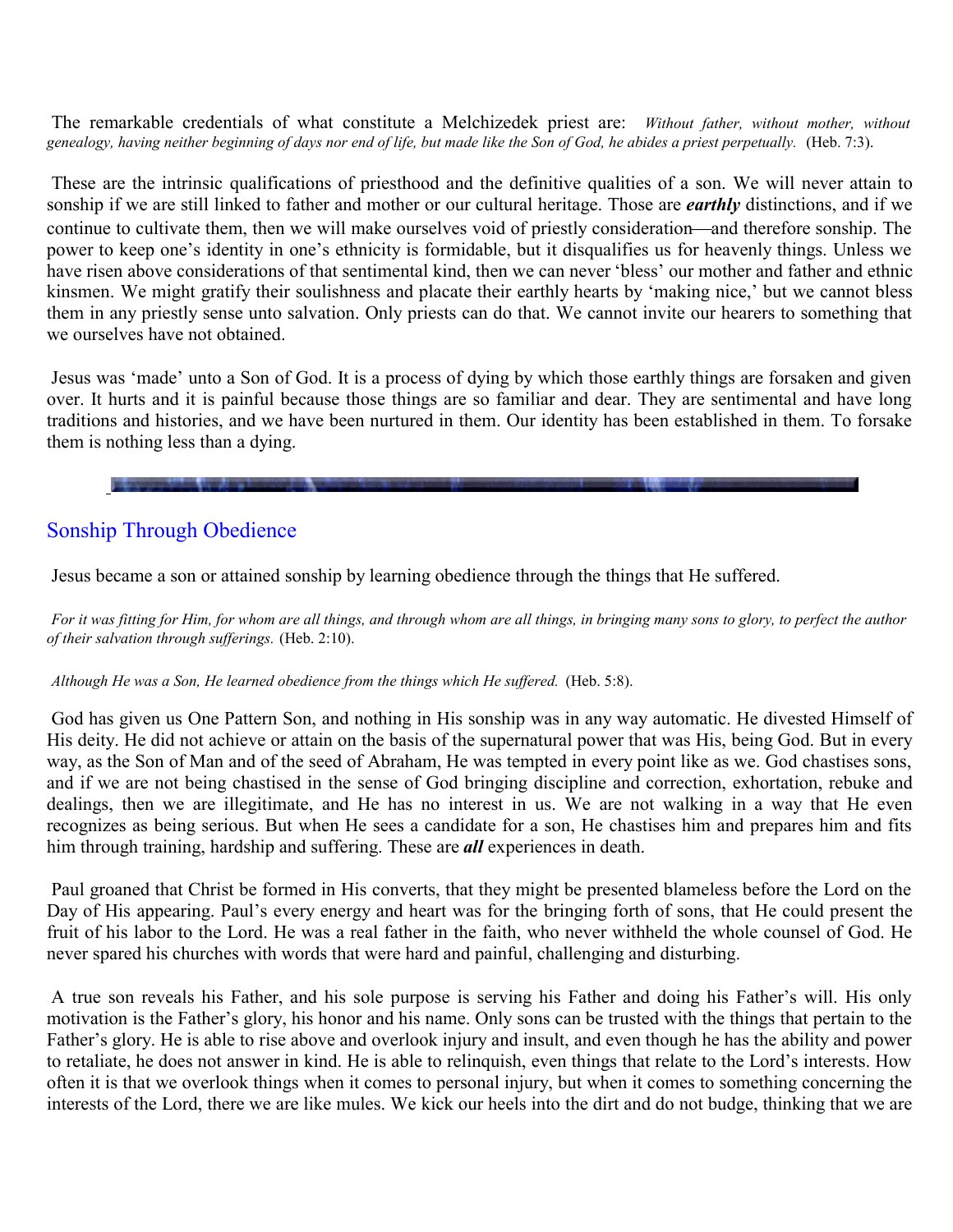The remarkable credentials of what constitute a Melchizedek priest are: *Without father, without mother, without genealogy, having neither beginning of days nor end of life, but made like the Son of God, he abides a priest perpetually.* (Heb. 7:3).

These are the intrinsic qualifications of priesthood and the definitive qualities of a son. We will never attain to sonship if we are still linked to father and mother or our cultural heritage. Those are ***earthly*** distinctions, and if we continue to cultivate them, then we will make ourselves void of priestly consideration—and therefore sonship. The power to keep one's identity in one's ethnicity is formidable, but it disqualifies us for heavenly things. Unless we have risen above considerations of that sentimental kind, then we can never 'bless' our mother and father and ethnic kinsmen. We might gratify their soulishness and placate their earthly hearts by 'making nice,' but we cannot bless them in any priestly sense unto salvation. Only priests can do that. We cannot invite our hearers to something that we ourselves have not obtained.

Jesus was 'made' unto a Son of God. It is a process of dying by which those earthly things are forsaken and given over. It hurts and it is painful because those things are so familiar and dear. They are sentimental and have long traditions and histories, and we have been nurtured in them. Our identity has been established in them. To forsake them is nothing less than a dying.

## Sonship Through Obedience

Jesus became a son or attained sonship by learning obedience through the things that He suffered.

*For it was fitting for Him, for whom are all things, and through whom are all things, in bringing many sons to glory, to perfect the author of their salvation through sufferings.* (Heb. 2:10).

*Although He was a Son, He learned obedience from the things which He suffered.* (Heb. 5:8).

God has given us One Pattern Son, and nothing in His sonship was in any way automatic. He divested Himself of His deity. He did not achieve or attain on the basis of the supernatural power that was His, being God. But in every way, as the Son of Man and of the seed of Abraham, He was tempted in every point like as we. God chastises sons, and if we are not being chastised in the sense of God bringing discipline and correction, exhortation, rebuke and dealings, then we are illegitimate, and He has no interest in us. We are not walking in a way that He even recognizes as being serious. But when He sees a candidate for a son, He chastises him and prepares him and fits him through training, hardship and suffering. These are ***all*** experiences in death.

Paul groaned that Christ be formed in His converts, that they might be presented blameless before the Lord on the Day of His appearing. Paul's every energy and heart was for the bringing forth of sons, that He could present the fruit of his labor to the Lord. He was a real father in the faith, who never withheld the whole counsel of God. He never spared his churches with words that were hard and painful, challenging and disturbing.

A true son reveals his Father, and his sole purpose is serving his Father and doing his Father's will. His only motivation is the Father's glory, his honor and his name. Only sons can be trusted with the things that pertain to the Father's glory. He is able to rise above and overlook injury and insult, and even though he has the ability and power to retaliate, he does not answer in kind. He is able to relinquish, even things that relate to the Lord's interests. How often it is that we overlook things when it comes to personal injury, but when it comes to something concerning the interests of the Lord, there we are like mules. We kick our heels into the dirt and do not budge, thinking that we are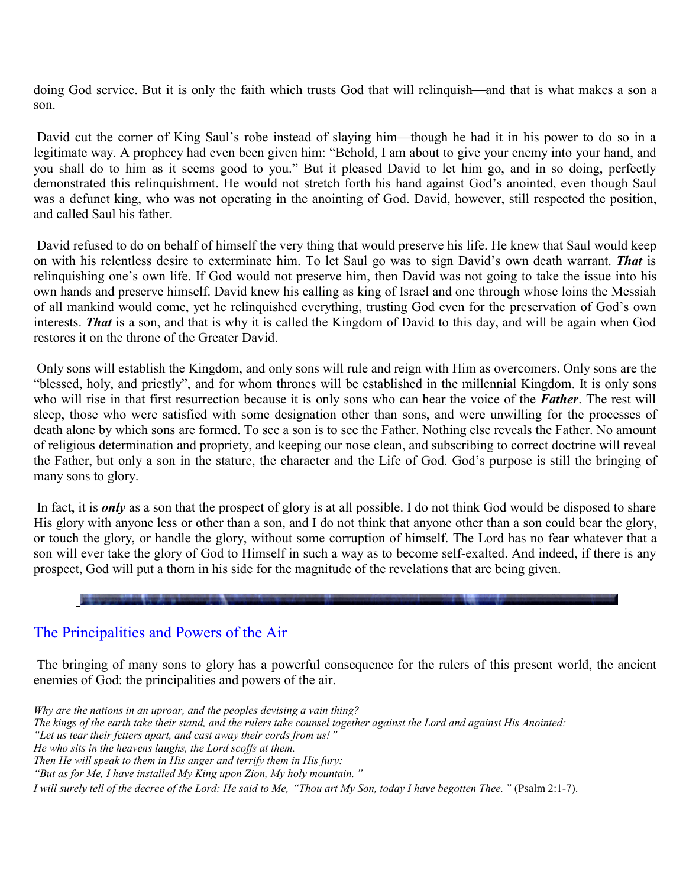doing God service. But it is only the faith which trusts God that will relinquish—and that is what makes a son a son.

David cut the corner of King Saul's robe instead of slaying him—though he had it in his power to do so in a legitimate way. A prophecy had even been given him: "Behold, I am about to give your enemy into your hand, and you shall do to him as it seems good to you." But it pleased David to let him go, and in so doing, perfectly demonstrated this relinquishment. He would not stretch forth his hand against God's anointed, even though Saul was a defunct king, who was not operating in the anointing of God. David, however, still respected the position, and called Saul his father.

David refused to do on behalf of himself the very thing that would preserve his life. He knew that Saul would keep on with his relentless desire to exterminate him. To let Saul go was to sign David's own death warrant. ***That*** is relinquishing one's own life. If God would not preserve him, then David was not going to take the issue into his own hands and preserve himself. David knew his calling as king of Israel and one through whose loins the Messiah of all mankind would come, yet he relinquished everything, trusting God even for the preservation of God's own interests. ***That*** is a son, and that is why it is called the Kingdom of David to this day, and will be again when God restores it on the throne of the Greater David.

Only sons will establish the Kingdom, and only sons will rule and reign with Him as overcomers. Only sons are the "blessed, holy, and priestly", and for whom thrones will be established in the millennial Kingdom. It is only sons who will rise in that first resurrection because it is only sons who can hear the voice of the ***Father***. The rest will sleep, those who were satisfied with some designation other than sons, and were unwilling for the processes of death alone by which sons are formed. To see a son is to see the Father. Nothing else reveals the Father. No amount of religious determination and propriety, and keeping our nose clean, and subscribing to correct doctrine will reveal the Father, but only a son in the stature, the character and the Life of God. God's purpose is still the bringing of many sons to glory.

In fact, it is ***only*** as a son that the prospect of glory is at all possible. I do not think God would be disposed to share His glory with anyone less or other than a son, and I do not think that anyone other than a son could bear the glory, or touch the glory, or handle the glory, without some corruption of himself. The Lord has no fear whatever that a son will ever take the glory of God to Himself in such a way as to become self-exalted. And indeed, if there is any prospect, God will put a thorn in his side for the magnitude of the revelations that are being given.

## The Principalities and Powers of the Air

The bringing of many sons to glory has a powerful consequence for the rulers of this present world, the ancient enemies of God: the principalities and powers of the air.

*Why are the nations in an uproar, and the peoples devising a vain thing?*
*The kings of the earth take their stand, and the rulers take counsel together against the Lord and against His Anointed:*
*"Let us tear their fetters apart, and cast away their cords from us!"*
*He who sits in the heavens laughs, the Lord scoffs at them.*
*Then He will speak to them in His anger and terrify them in His fury:*
*"But as for Me, I have installed My King upon Zion, My holy mountain."*
*I will surely tell of the decree of the Lord: He said to Me, "Thou art My Son, today I have begotten Thee."* (Psalm 2:1-7).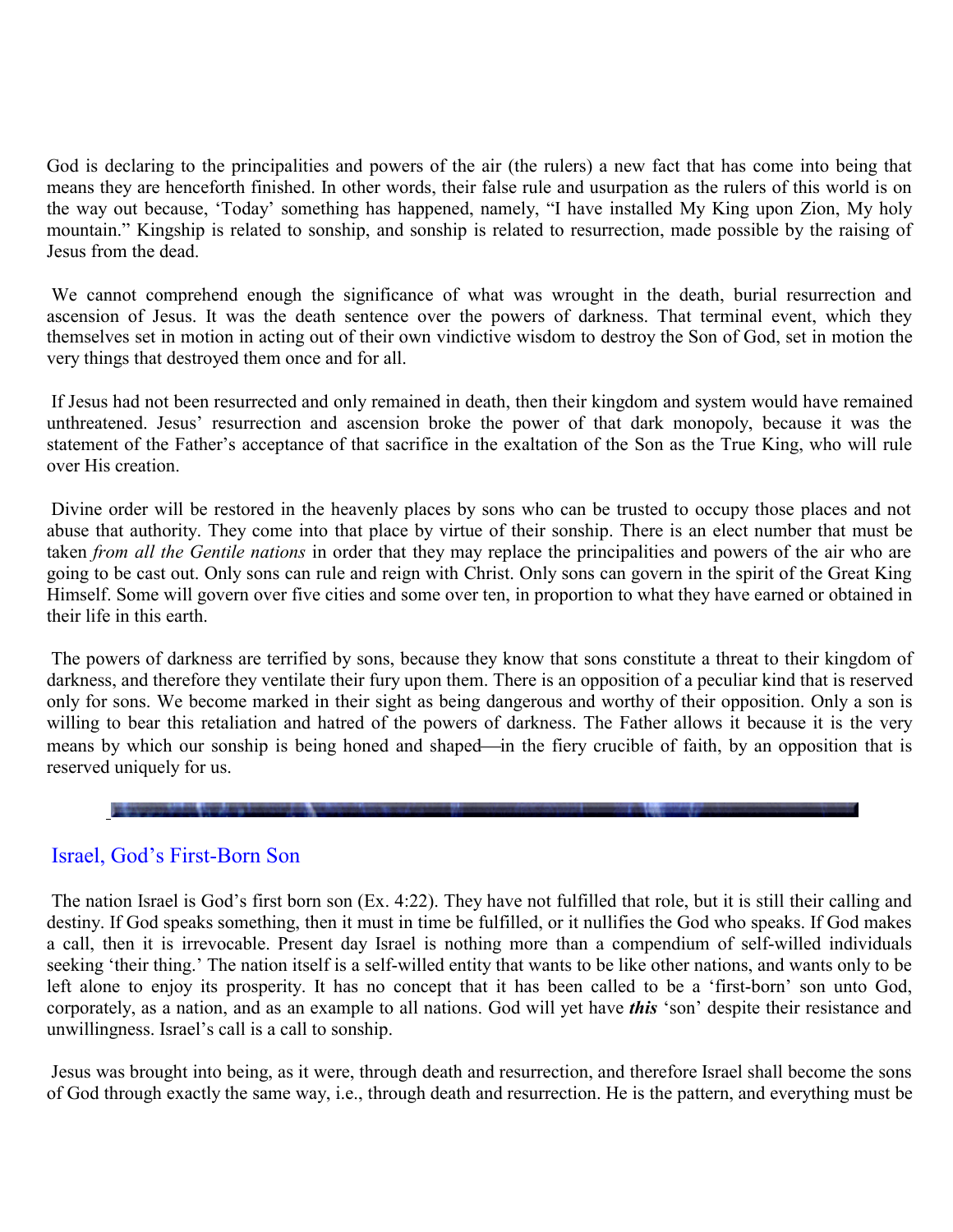God is declaring to the principalities and powers of the air (the rulers) a new fact that has come into being that means they are henceforth finished. In other words, their false rule and usurpation as the rulers of this world is on the way out because, 'Today' something has happened, namely, "I have installed My King upon Zion, My holy mountain." Kingship is related to sonship, and sonship is related to resurrection, made possible by the raising of Jesus from the dead.

We cannot comprehend enough the significance of what was wrought in the death, burial resurrection and ascension of Jesus. It was the death sentence over the powers of darkness. That terminal event, which they themselves set in motion in acting out of their own vindictive wisdom to destroy the Son of God, set in motion the very things that destroyed them once and for all.

If Jesus had not been resurrected and only remained in death, then their kingdom and system would have remained unthreatened. Jesus' resurrection and ascension broke the power of that dark monopoly, because it was the statement of the Father's acceptance of that sacrifice in the exaltation of the Son as the True King, who will rule over His creation.

Divine order will be restored in the heavenly places by sons who can be trusted to occupy those places and not abuse that authority. They come into that place by virtue of their sonship. There is an elect number that must be taken *from all the Gentile nations* in order that they may replace the principalities and powers of the air who are going to be cast out. Only sons can rule and reign with Christ. Only sons can govern in the spirit of the Great King Himself. Some will govern over five cities and some over ten, in proportion to what they have earned or obtained in their life in this earth.

The powers of darkness are terrified by sons, because they know that sons constitute a threat to their kingdom of darkness, and therefore they ventilate their fury upon them. There is an opposition of a peculiar kind that is reserved only for sons. We become marked in their sight as being dangerous and worthy of their opposition. Only a son is willing to bear this retaliation and hatred of the powers of darkness. The Father allows it because it is the very means by which our sonship is being honed and shaped—in the fiery crucible of faith, by an opposition that is reserved uniquely for us.

---

## Israel, God's First-Born Son

The nation Israel is God's first born son (Ex. 4:22). They have not fulfilled that role, but it is still their calling and destiny. If God speaks something, then it must in time be fulfilled, or it nullifies the God who speaks. If God makes a call, then it is irrevocable. Present day Israel is nothing more than a compendium of self-willed individuals seeking 'their thing.' The nation itself is a self-willed entity that wants to be like other nations, and wants only to be left alone to enjoy its prosperity. It has no concept that it has been called to be a 'first-born' son unto God, corporately, as a nation, and as an example to all nations. God will yet have ***this*** 'son' despite their resistance and unwillingness. Israel's call is a call to sonship.

Jesus was brought into being, as it were, through death and resurrection, and therefore Israel shall become the sons of God through exactly the same way, i.e., through death and resurrection. He is the pattern, and everything must be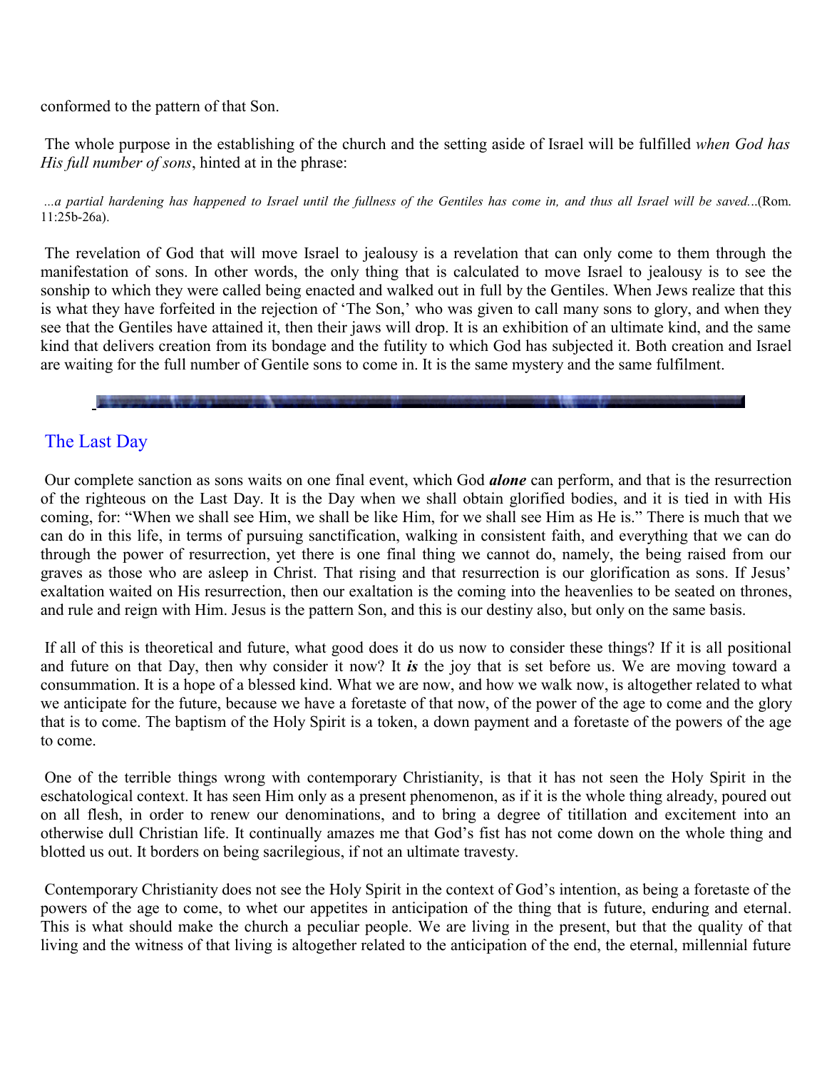conformed to the pattern of that Son.

The whole purpose in the establishing of the church and the setting aside of Israel will be fulfilled *when God has His full number of sons*, hinted at in the phrase:

*...a partial hardening has happened to Israel until the fullness of the Gentiles has come in, and thus all Israel will be saved...*(Rom. 11:25b-26a).

The revelation of God that will move Israel to jealousy is a revelation that can only come to them through the manifestation of sons. In other words, the only thing that is calculated to move Israel to jealousy is to see the sonship to which they were called being enacted and walked out in full by the Gentiles. When Jews realize that this is what they have forfeited in the rejection of 'The Son,' who was given to call many sons to glory, and when they see that the Gentiles have attained it, then their jaws will drop. It is an exhibition of an ultimate kind, and the same kind that delivers creation from its bondage and the futility to which God has subjected it. Both creation and Israel are waiting for the full number of Gentile sons to come in. It is the same mystery and the same fulfilment.

## The Last Day

Our complete sanction as sons waits on one final event, which God ***alone*** can perform, and that is the resurrection of the righteous on the Last Day. It is the Day when we shall obtain glorified bodies, and it is tied in with His coming, for: "When we shall see Him, we shall be like Him, for we shall see Him as He is." There is much that we can do in this life, in terms of pursuing sanctification, walking in consistent faith, and everything that we can do through the power of resurrection, yet there is one final thing we cannot do, namely, the being raised from our graves as those who are asleep in Christ. That rising and that resurrection is our glorification as sons. If Jesus' exaltation waited on His resurrection, then our exaltation is the coming into the heavenlies to be seated on thrones, and rule and reign with Him. Jesus is the pattern Son, and this is our destiny also, but only on the same basis.

If all of this is theoretical and future, what good does it do us now to consider these things? If it is all positional and future on that Day, then why consider it now? It ***is*** the joy that is set before us. We are moving toward a consummation. It is a hope of a blessed kind. What we are now, and how we walk now, is altogether related to what we anticipate for the future, because we have a foretaste of that now, of the power of the age to come and the glory that is to come. The baptism of the Holy Spirit is a token, a down payment and a foretaste of the powers of the age to come.

One of the terrible things wrong with contemporary Christianity, is that it has not seen the Holy Spirit in the eschatological context. It has seen Him only as a present phenomenon, as if it is the whole thing already, poured out on all flesh, in order to renew our denominations, and to bring a degree of titillation and excitement into an otherwise dull Christian life. It continually amazes me that God's fist has not come down on the whole thing and blotted us out. It borders on being sacrilegious, if not an ultimate travesty.

Contemporary Christianity does not see the Holy Spirit in the context of God's intention, as being a foretaste of the powers of the age to come, to whet our appetites in anticipation of the thing that is future, enduring and eternal. This is what should make the church a peculiar people. We are living in the present, but that the quality of that living and the witness of that living is altogether related to the anticipation of the end, the eternal, millennial future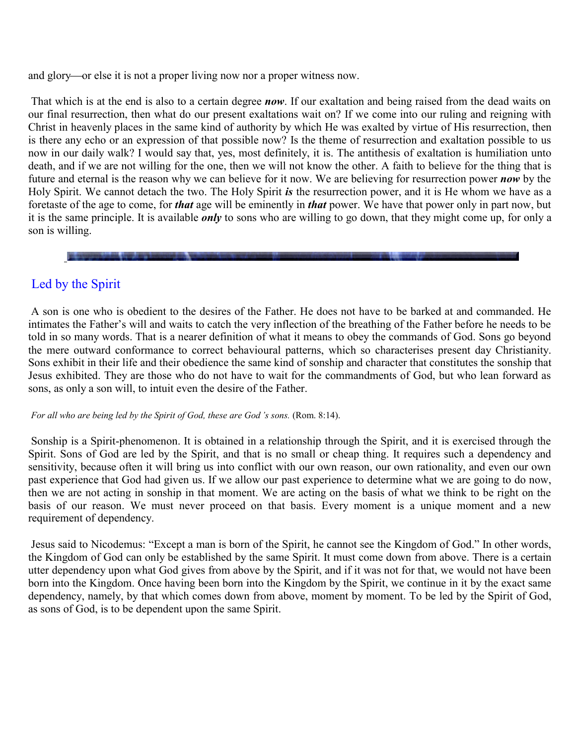and glory—or else it is not a proper living now nor a proper witness now.

That which is at the end is also to a certain degree ***now***. If our exaltation and being raised from the dead waits on our final resurrection, then what do our present exaltations wait on? If we come into our ruling and reigning with Christ in heavenly places in the same kind of authority by which He was exalted by virtue of His resurrection, then is there any echo or an expression of that possible now? Is the theme of resurrection and exaltation possible to us now in our daily walk? I would say that, yes, most definitely, it is. The antithesis of exaltation is humiliation unto death, and if we are not willing for the one, then we will not know the other. A faith to believe for the thing that is future and eternal is the reason why we can believe for it now. We are believing for resurrection power ***now*** by the Holy Spirit. We cannot detach the two. The Holy Spirit ***is*** the resurrection power, and it is He whom we have as a foretaste of the age to come, for ***that*** age will be eminently in ***that*** power. We have that power only in part now, but it is the same principle. It is available ***only*** to sons who are willing to go down, that they might come up, for only a son is willing.

## Led by the Spirit

A son is one who is obedient to the desires of the Father. He does not have to be barked at and commanded. He intimates the Father's will and waits to catch the very inflection of the breathing of the Father before he needs to be told in so many words. That is a nearer definition of what it means to obey the commands of God. Sons go beyond the mere outward conformance to correct behavioural patterns, which so characterises present day Christianity. Sons exhibit in their life and their obedience the same kind of sonship and character that constitutes the sonship that Jesus exhibited. They are those who do not have to wait for the commandments of God, but who lean forward as sons, as only a son will, to intuit even the desire of the Father.

*For all who are being led by the Spirit of God, these are God 's sons.* (Rom. 8:14).

Sonship is a Spirit-phenomenon. It is obtained in a relationship through the Spirit, and it is exercised through the Spirit. Sons of God are led by the Spirit, and that is no small or cheap thing. It requires such a dependency and sensitivity, because often it will bring us into conflict with our own reason, our own rationality, and even our own past experience that God had given us. If we allow our past experience to determine what we are going to do now, then we are not acting in sonship in that moment. We are acting on the basis of what we think to be right on the basis of our reason. We must never proceed on that basis. Every moment is a unique moment and a new requirement of dependency.

Jesus said to Nicodemus: "Except a man is born of the Spirit, he cannot see the Kingdom of God." In other words, the Kingdom of God can only be established by the same Spirit. It must come down from above. There is a certain utter dependency upon what God gives from above by the Spirit, and if it was not for that, we would not have been born into the Kingdom. Once having been born into the Kingdom by the Spirit, we continue in it by the exact same dependency, namely, by that which comes down from above, moment by moment. To be led by the Spirit of God, as sons of God, is to be dependent upon the same Spirit.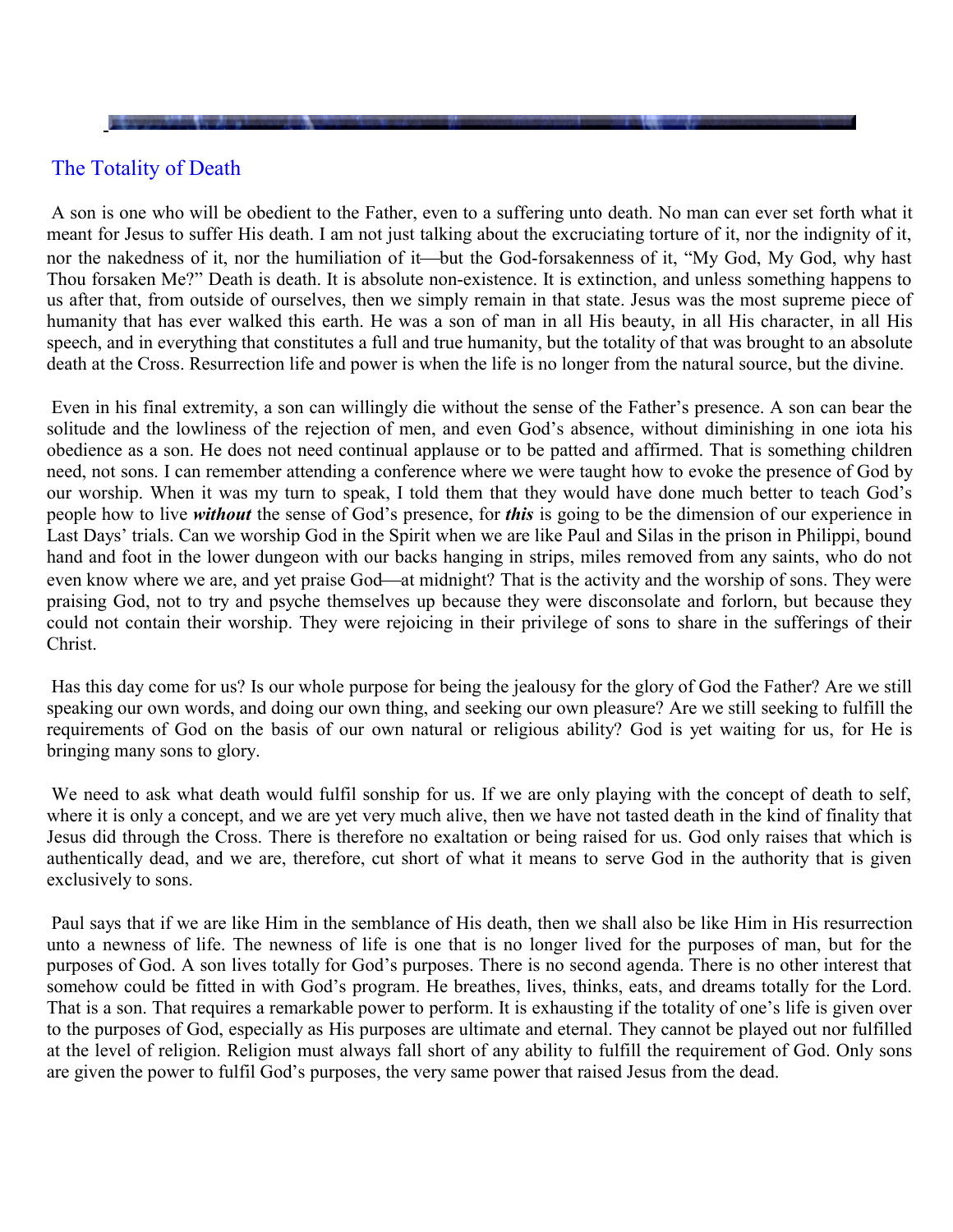## The Totality of Death

A son is one who will be obedient to the Father, even to a suffering unto death. No man can ever set forth what it meant for Jesus to suffer His death. I am not just talking about the excruciating torture of it, nor the indignity of it, nor the nakedness of it, nor the humiliation of it—but the God-forsakenness of it, “My God, My God, why hast Thou forsaken Me?” Death is death. It is absolute non-existence. It is extinction, and unless something happens to us after that, from outside of ourselves, then we simply remain in that state. Jesus was the most supreme piece of humanity that has ever walked this earth. He was a son of man in all His beauty, in all His character, in all His speech, and in everything that constitutes a full and true humanity, but the totality of that was brought to an absolute death at the Cross. Resurrection life and power is when the life is no longer from the natural source, but the divine.

Even in his final extremity, a son can willingly die without the sense of the Father’s presence. A son can bear the solitude and the lowliness of the rejection of men, and even God’s absence, without diminishing in one iota his obedience as a son. He does not need continual applause or to be patted and affirmed. That is something children need, not sons. I can remember attending a conference where we were taught how to evoke the presence of God by our worship. When it was my turn to speak, I told them that they would have done much better to teach God’s people how to live ***without*** the sense of God’s presence, for ***this*** is going to be the dimension of our experience in Last Days’ trials. Can we worship God in the Spirit when we are like Paul and Silas in the prison in Philippi, bound hand and foot in the lower dungeon with our backs hanging in strips, miles removed from any saints, who do not even know where we are, and yet praise God—at midnight? That is the activity and the worship of sons. They were praising God, not to try and psyche themselves up because they were disconsolate and forlorn, but because they could not contain their worship. They were rejoicing in their privilege of sons to share in the sufferings of their Christ.

Has this day come for us? Is our whole purpose for being the jealousy for the glory of God the Father? Are we still speaking our own words, and doing our own thing, and seeking our own pleasure? Are we still seeking to fulfill the requirements of God on the basis of our own natural or religious ability? God is yet waiting for us, for He is bringing many sons to glory.

We need to ask what death would fulfil sonship for us. If we are only playing with the concept of death to self, where it is only a concept, and we are yet very much alive, then we have not tasted death in the kind of finality that Jesus did through the Cross. There is therefore no exaltation or being raised for us. God only raises that which is authentically dead, and we are, therefore, cut short of what it means to serve God in the authority that is given exclusively to sons.

Paul says that if we are like Him in the semblance of His death, then we shall also be like Him in His resurrection unto a newness of life. The newness of life is one that is no longer lived for the purposes of man, but for the purposes of God. A son lives totally for God’s purposes. There is no second agenda. There is no other interest that somehow could be fitted in with God’s program. He breathes, lives, thinks, eats, and dreams totally for the Lord. That is a son. That requires a remarkable power to perform. It is exhausting if the totality of one’s life is given over to the purposes of God, especially as His purposes are ultimate and eternal. They cannot be played out nor fulfilled at the level of religion. Religion must always fall short of any ability to fulfill the requirement of God. Only sons are given the power to fulfil God’s purposes, the very same power that raised Jesus from the dead.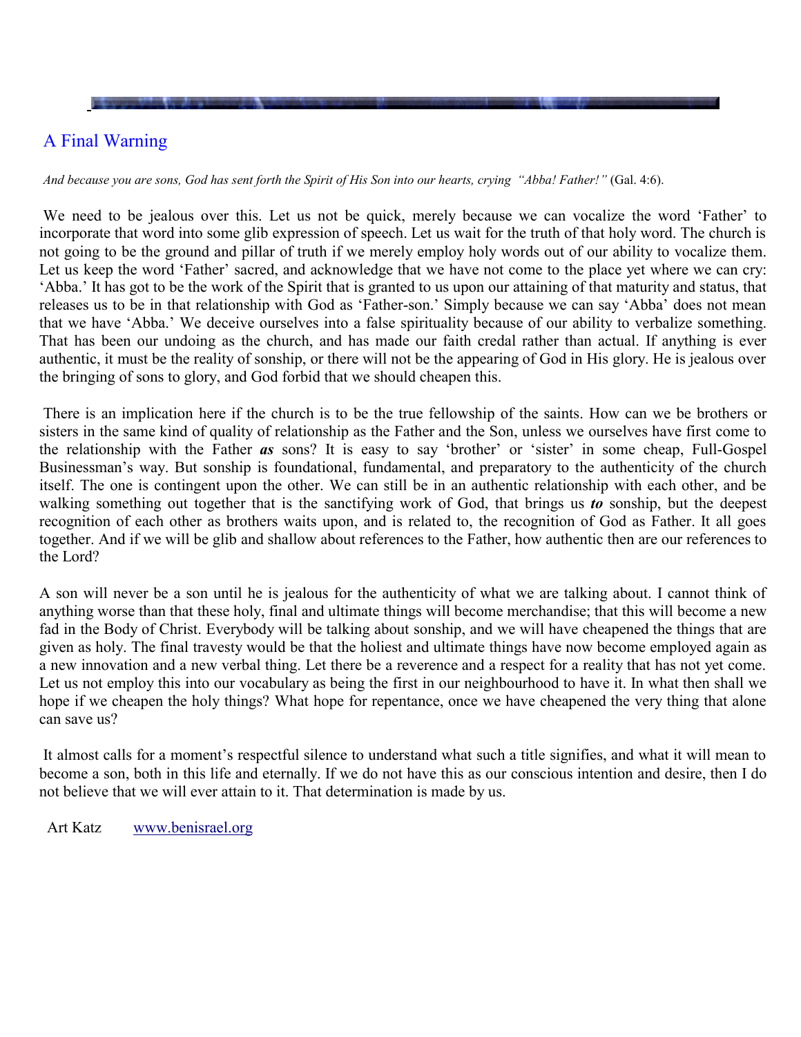## A Final Warning

*And because you are sons, God has sent forth the Spirit of His Son into our hearts, crying "Abba! Father!"* (Gal. 4:6).

We need to be jealous over this. Let us not be quick, merely because we can vocalize the word 'Father' to incorporate that word into some glib expression of speech. Let us wait for the truth of that holy word. The church is not going to be the ground and pillar of truth if we merely employ holy words out of our ability to vocalize them. Let us keep the word 'Father' sacred, and acknowledge that we have not come to the place yet where we can cry: 'Abba.' It has got to be the work of the Spirit that is granted to us upon our attaining of that maturity and status, that releases us to be in that relationship with God as 'Father-son.' Simply because we can say 'Abba' does not mean that we have 'Abba.' We deceive ourselves into a false spirituality because of our ability to verbalize something. That has been our undoing as the church, and has made our faith credal rather than actual. If anything is ever authentic, it must be the reality of sonship, or there will not be the appearing of God in His glory. He is jealous over the bringing of sons to glory, and God forbid that we should cheapen this.

There is an implication here if the church is to be the true fellowship of the saints. How can we be brothers or sisters in the same kind of quality of relationship as the Father and the Son, unless we ourselves have first come to the relationship with the Father ***as*** sons? It is easy to say 'brother' or 'sister' in some cheap, Full-Gospel Businessman's way. But sonship is foundational, fundamental, and preparatory to the authenticity of the church itself. The one is contingent upon the other. We can still be in an authentic relationship with each other, and be walking something out together that is the sanctifying work of God, that brings us ***to*** sonship, but the deepest recognition of each other as brothers waits upon, and is related to, the recognition of God as Father. It all goes together. And if we will be glib and shallow about references to the Father, how authentic then are our references to the Lord?

A son will never be a son until he is jealous for the authenticity of what we are talking about. I cannot think of anything worse than that these holy, final and ultimate things will become merchandise; that this will become a new fad in the Body of Christ. Everybody will be talking about sonship, and we will have cheapened the things that are given as holy. The final travesty would be that the holiest and ultimate things have now become employed again as a new innovation and a new verbal thing. Let there be a reverence and a respect for a reality that has not yet come. Let us not employ this into our vocabulary as being the first in our neighbourhood to have it. In what then shall we hope if we cheapen the holy things? What hope for repentance, once we have cheapened the very thing that alone can save us?

It almost calls for a moment's respectful silence to understand what such a title signifies, and what it will mean to become a son, both in this life and eternally. If we do not have this as our conscious intention and desire, then I do not believe that we will ever attain to it. That determination is made by us.

Art Katz www.benisrael.org